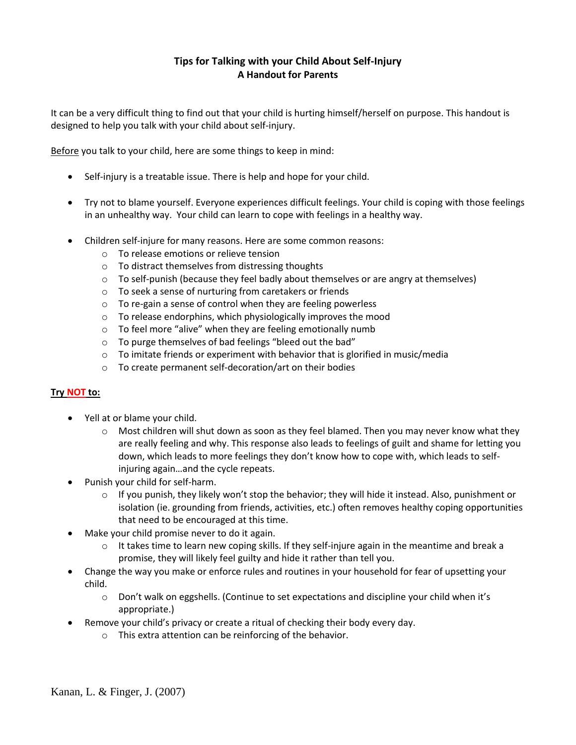# Tips for Talking with your Child About Self-Injury
## A Handout for Parents

It can be a very difficult thing to find out that your child is hurting himself/herself on purpose. This handout is designed to help you talk with your child about self-injury.

Before you talk to your child, here are some things to keep in mind:

- Self-injury is a treatable issue. There is help and hope for your child.
- Try not to blame yourself. Everyone experiences difficult feelings. Your child is coping with those feelings in an unhealthy way. Your child can learn to cope with feelings in a healthy way.
- Children self-injure for many reasons. Here are some common reasons:
  - To release emotions or relieve tension
  - To distract themselves from distressing thoughts
  - To self-punish (because they feel badly about themselves or are angry at themselves)
  - To seek a sense of nurturing from caretakers or friends
  - To re-gain a sense of control when they are feeling powerless
  - To release endorphins, which physiologically improves the mood
  - To feel more "alive" when they are feeling emotionally numb
  - To purge themselves of bad feelings "bleed out the bad"
  - To imitate friends or experiment with behavior that is glorified in music/media
  - To create permanent self-decoration/art on their bodies

**Try NOT to:**

- Yell at or blame your child.
  - Most children will shut down as soon as they feel blamed. Then you may never know what they are really feeling and why. This response also leads to feelings of guilt and shame for letting you down, which leads to more feelings they don't know how to cope with, which leads to self-injuring again…and the cycle repeats.
- Punish your child for self-harm.
  - If you punish, they likely won't stop the behavior; they will hide it instead. Also, punishment or isolation (ie. grounding from friends, activities, etc.) often removes healthy coping opportunities that need to be encouraged at this time.
- Make your child promise never to do it again.
  - It takes time to learn new coping skills. If they self-injure again in the meantime and break a promise, they will likely feel guilty and hide it rather than tell you.
- Change the way you make or enforce rules and routines in your household for fear of upsetting your child.
  - Don't walk on eggshells. (Continue to set expectations and discipline your child when it's appropriate.)
- Remove your child's privacy or create a ritual of checking their body every day.
  - This extra attention can be reinforcing of the behavior.

Kanan, L. & Finger, J. (2007)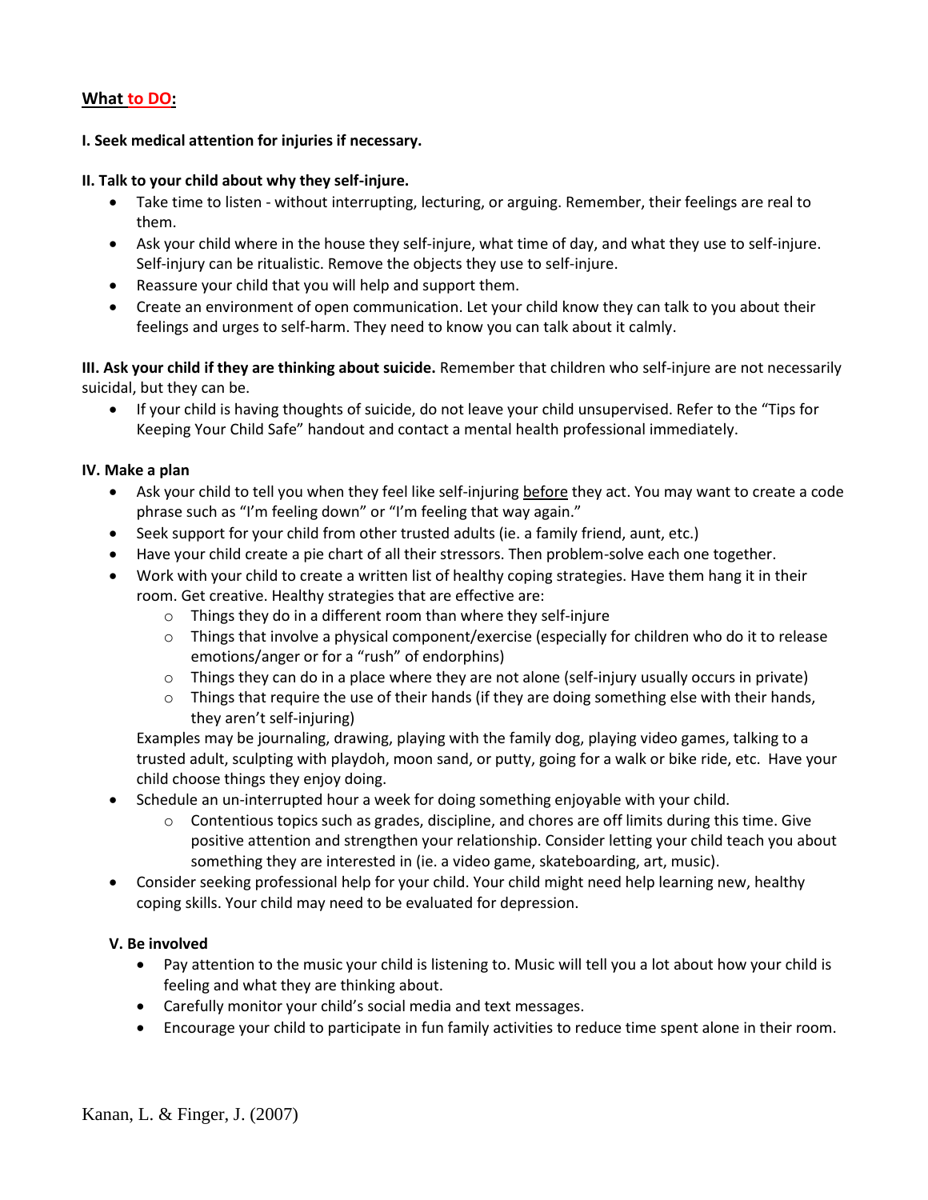## What to DO:

**I. Seek medical attention for injuries if necessary.**

**II. Talk to your child about why they self-injure.**

- Take time to listen - without interrupting, lecturing, or arguing. Remember, their feelings are real to them.
- Ask your child where in the house they self-injure, what time of day, and what they use to self-injure. Self-injury can be ritualistic. Remove the objects they use to self-injure.
- Reassure your child that you will help and support them.
- Create an environment of open communication. Let your child know they can talk to you about their feelings and urges to self-harm. They need to know you can talk about it calmly.

**III. Ask your child if they are thinking about suicide.** Remember that children who self-injure are not necessarily suicidal, but they can be.

- If your child is having thoughts of suicide, do not leave your child unsupervised. Refer to the "Tips for Keeping Your Child Safe" handout and contact a mental health professional immediately.

**IV. Make a plan**

- Ask your child to tell you when they feel like self-injuring before they act. You may want to create a code phrase such as "I'm feeling down" or "I'm feeling that way again."
- Seek support for your child from other trusted adults (ie. a family friend, aunt, etc.)
- Have your child create a pie chart of all their stressors. Then problem-solve each one together.
- Work with your child to create a written list of healthy coping strategies. Have them hang it in their room. Get creative. Healthy strategies that are effective are:
  - Things they do in a different room than where they self-injure
  - Things that involve a physical component/exercise (especially for children who do it to release emotions/anger or for a "rush" of endorphins)
  - Things they can do in a place where they are not alone (self-injury usually occurs in private)
  - Things that require the use of their hands (if they are doing something else with their hands, they aren't self-injuring)

  Examples may be journaling, drawing, playing with the family dog, playing video games, talking to a trusted adult, sculpting with playdoh, moon sand, or putty, going for a walk or bike ride, etc. Have your child choose things they enjoy doing.
- Schedule an un-interrupted hour a week for doing something enjoyable with your child.
  - Contentious topics such as grades, discipline, and chores are off limits during this time. Give positive attention and strengthen your relationship. Consider letting your child teach you about something they are interested in (ie. a video game, skateboarding, art, music).
- Consider seeking professional help for your child. Your child might need help learning new, healthy coping skills. Your child may need to be evaluated for depression.

**V. Be involved**

- Pay attention to the music your child is listening to. Music will tell you a lot about how your child is feeling and what they are thinking about.
- Carefully monitor your child's social media and text messages.
- Encourage your child to participate in fun family activities to reduce time spent alone in their room.

Kanan, L. & Finger, J. (2007)